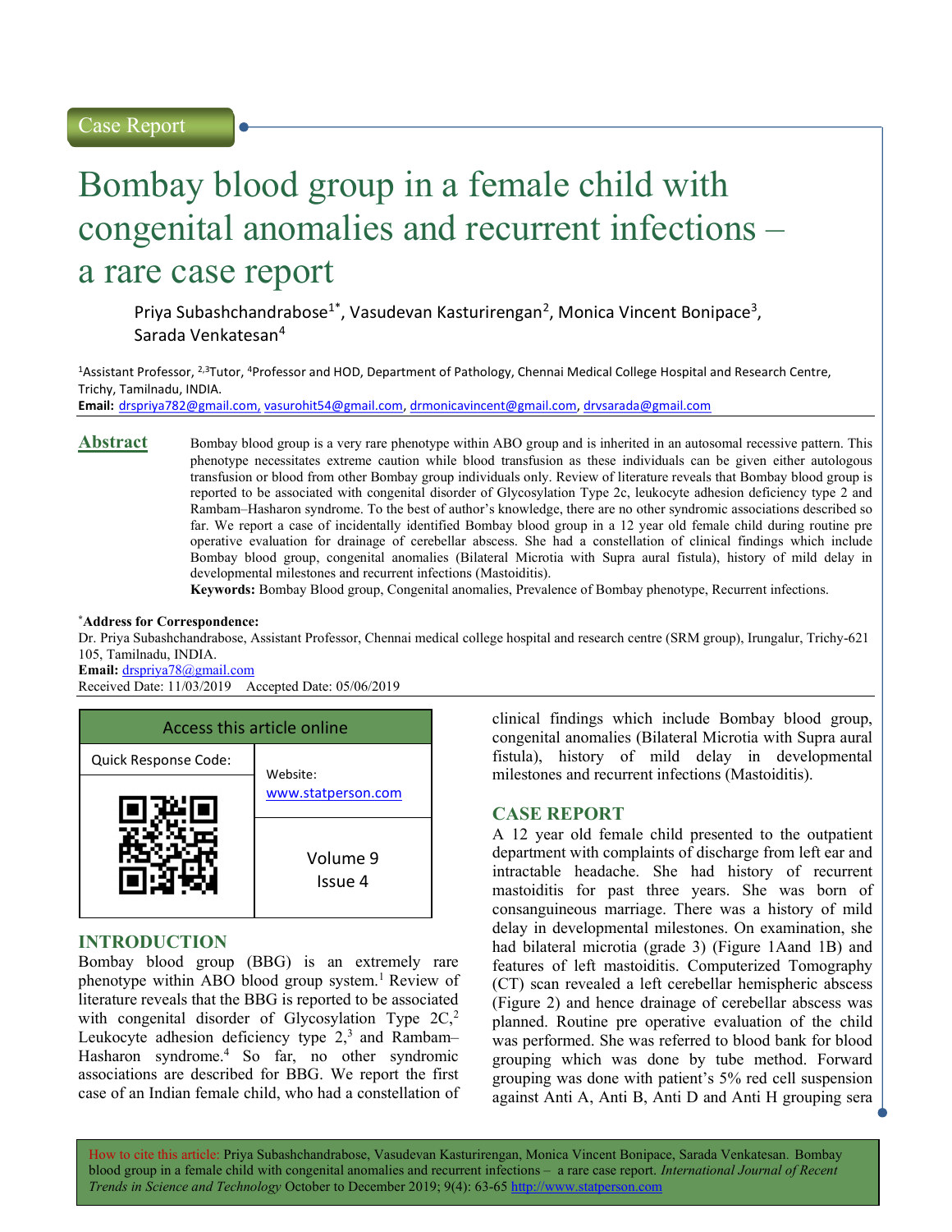Case Report

# Bombay blood group in a female child with congenital anomalies and recurrent infections – a rare case report

Priya Subashchandrabose[1*], Vasudevan Kasturirengan[2], Monica Vincent Bonipace[3], Sarada Venkatesan[4]

[1]Assistant Professor, [2,3]Tutor, [4]Professor and HOD, Department of Pathology, Chennai Medical College Hospital and Research Centre, Trichy, Tamilnadu, INDIA.

**Email:** drspriya782@gmail.com, vasurohit54@gmail.com, drmonicavincent@gmail.com, drvsarada@gmail.com

## Abstract

Bombay blood group is a very rare phenotype within ABO group and is inherited in an autosomal recessive pattern. This phenotype necessitates extreme caution while blood transfusion as these individuals can be given either autologous transfusion or blood from other Bombay group individuals only. Review of literature reveals that Bombay blood group is reported to be associated with congenital disorder of Glycosylation Type 2c, leukocyte adhesion deficiency type 2 and Rambam–Hasharon syndrome. To the best of author's knowledge, there are no other syndromic associations described so far. We report a case of incidentally identified Bombay blood group in a 12 year old female child during routine pre operative evaluation for drainage of cerebellar abscess. She had a constellation of clinical findings which include Bombay blood group, congenital anomalies (Bilateral Microtia with Supra aural fistula), history of mild delay in developmental milestones and recurrent infections (Mastoiditis).

**Keywords:** Bombay Blood group, Congenital anomalies, Prevalence of Bombay phenotype, Recurrent infections.

*Address for Correspondence:

Dr. Priya Subashchandrabose, Assistant Professor, Chennai medical college hospital and research centre (SRM group), Irungalur, Trichy-621 105, Tamilnadu, INDIA.

**Email:** drspriya78@gmail.com

Received Date: 11/03/2019 Accepted Date: 05/06/2019

| Access this article online | |
|---|---|
| Quick Response Code: | Website: www.statperson.com |
| | Volume 9 Issue 4 |

## INTRODUCTION

Bombay blood group (BBG) is an extremely rare phenotype within ABO blood group system.[1] Review of literature reveals that the BBG is reported to be associated with congenital disorder of Glycosylation Type 2C,[2] Leukocyte adhesion deficiency type 2,[3] and Rambam–Hasharon syndrome.[4] So far, no other syndromic associations are described for BBG. We report the first case of an Indian female child, who had a constellation of clinical findings which include Bombay blood group, congenital anomalies (Bilateral Microtia with Supra aural fistula), history of mild delay in developmental milestones and recurrent infections (Mastoiditis).

## CASE REPORT

A 12 year old female child presented to the outpatient department with complaints of discharge from left ear and intractable headache. She had history of recurrent mastoiditis for past three years. She was born of consanguineous marriage. There was a history of mild delay in developmental milestones. On examination, she had bilateral microtia (grade 3) (Figure 1Aand 1B) and features of left mastoiditis. Computerized Tomography (CT) scan revealed a left cerebellar hemispheric abscess (Figure 2) and hence drainage of cerebellar abscess was planned. Routine pre operative evaluation of the child was performed. She was referred to blood bank for blood grouping which was done by tube method. Forward grouping was done with patient's 5% red cell suspension against Anti A, Anti B, Anti D and Anti H grouping sera

How to cite this article: Priya Subashchandrabose, Vasudevan Kasturirengan, Monica Vincent Bonipace, Sarada Venkatesan. Bombay blood group in a female child with congenital anomalies and recurrent infections – a rare case report. *International Journal of Recent Trends in Science and Technology* October to December 2019; 9(4): 63-65 http://www.statperson.com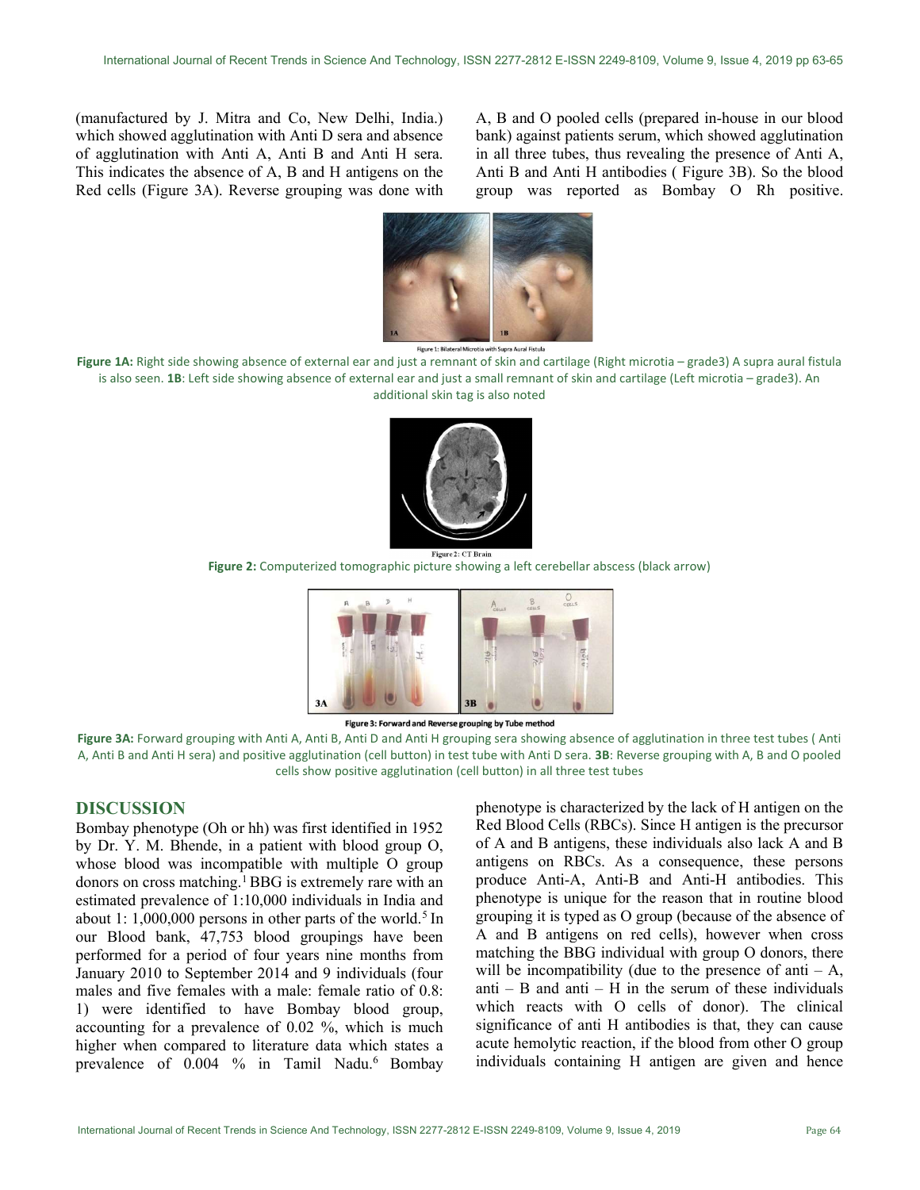(manufactured by J. Mitra and Co, New Delhi, India.) which showed agglutination with Anti D sera and absence of agglutination with Anti A, Anti B and Anti H sera. This indicates the absence of A, B and H antigens on the Red cells (Figure 3A). Reverse grouping was done with A, B and O pooled cells (prepared in-house in our blood bank) against patients serum, which showed agglutination in all three tubes, thus revealing the presence of Anti A, Anti B and Anti H antibodies ( Figure 3B). So the blood group was reported as Bombay O Rh positive.

Figure 1: Bilateral Microtia with Supra Aural Fistula

**Figure 1A:** Right side showing absence of external ear and just a remnant of skin and cartilage (Right microtia – grade3) A supra aural fistula is also seen. **1B**: Left side showing absence of external ear and just a small remnant of skin and cartilage (Left microtia – grade3). An additional skin tag is also noted

Figure 2: CT Brain

**Figure 2:** Computerized tomographic picture showing a left cerebellar abscess (black arrow)

Figure 3: Forward and Reverse grouping by Tube method

**Figure 3A:** Forward grouping with Anti A, Anti B, Anti D and Anti H grouping sera showing absence of agglutination in three test tubes ( Anti A, Anti B and Anti H sera) and positive agglutination (cell button) in test tube with Anti D sera. **3B**: Reverse grouping with A, B and O pooled cells show positive agglutination (cell button) in all three test tubes

## DISCUSSION

Bombay phenotype (Oh or hh) was first identified in 1952 by Dr. Y. M. Bhende, in a patient with blood group O, whose blood was incompatible with multiple O group donors on cross matching.[1] BBG is extremely rare with an estimated prevalence of 1:10,000 individuals in India and about 1: 1,000,000 persons in other parts of the world.[5] In our Blood bank, 47,753 blood groupings have been performed for a period of four years nine months from January 2010 to September 2014 and 9 individuals (four males and five females with a male: female ratio of 0.8: 1) were identified to have Bombay blood group, accounting for a prevalence of 0.02 %, which is much higher when compared to literature data which states a prevalence of 0.004 % in Tamil Nadu.[6] Bombay phenotype is characterized by the lack of H antigen on the Red Blood Cells (RBCs). Since H antigen is the precursor of A and B antigens, these individuals also lack A and B antigens on RBCs. As a consequence, these persons produce Anti-A, Anti-B and Anti-H antibodies. This phenotype is unique for the reason that in routine blood grouping it is typed as O group (because of the absence of A and B antigens on red cells), however when cross matching the BBG individual with group O donors, there will be incompatibility (due to the presence of anti – A, anti – B and anti – H in the serum of these individuals which reacts with O cells of donor). The clinical significance of anti H antibodies is that, they can cause acute hemolytic reaction, if the blood from other O group individuals containing H antigen are given and hence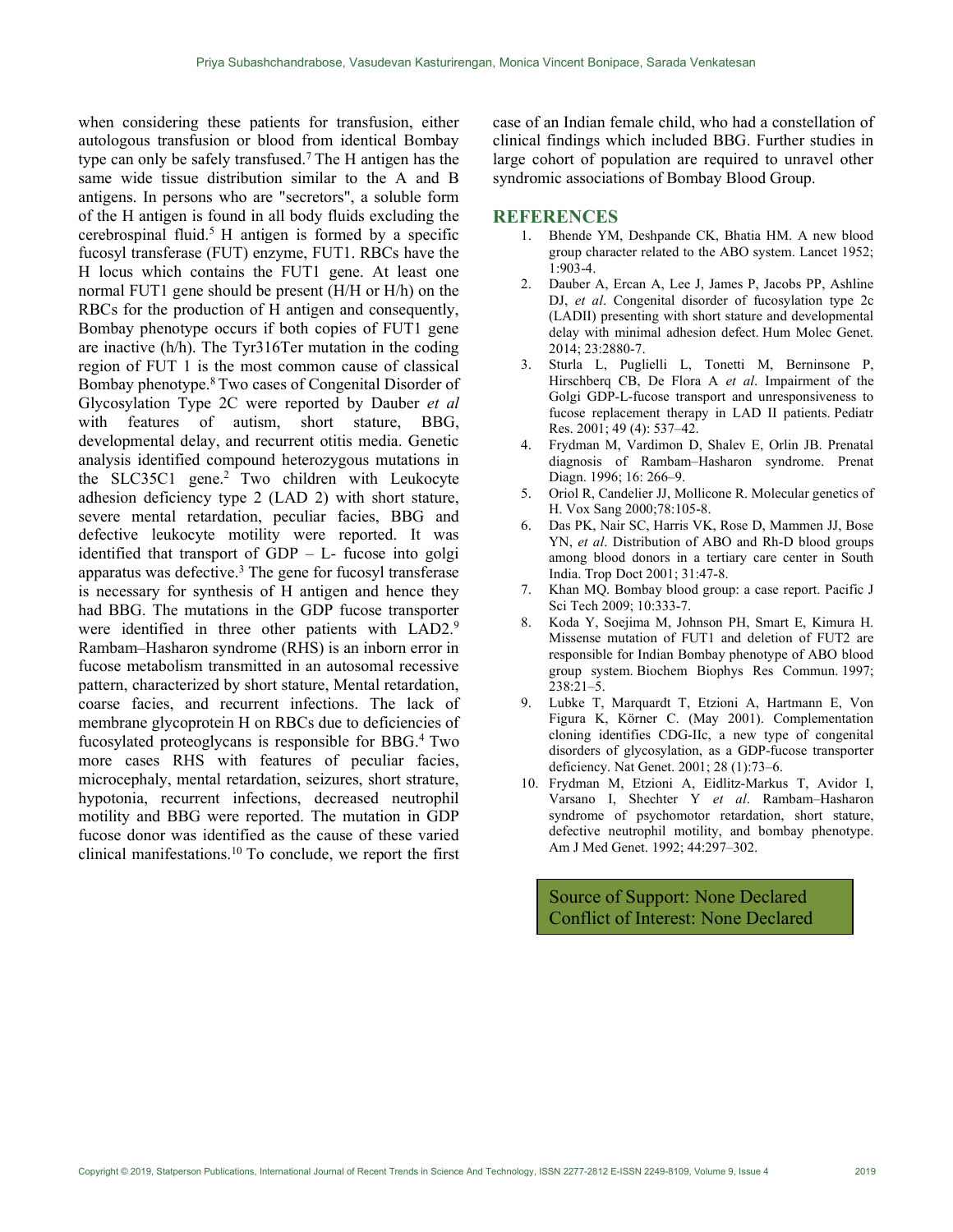when considering these patients for transfusion, either autologous transfusion or blood from identical Bombay type can only be safely transfused.[7] The H antigen has the same wide tissue distribution similar to the A and B antigens. In persons who are "secretors", a soluble form of the H antigen is found in all body fluids excluding the cerebrospinal fluid.[5] H antigen is formed by a specific fucosyl transferase (FUT) enzyme, FUT1. RBCs have the H locus which contains the FUT1 gene. At least one normal FUT1 gene should be present (H/H or H/h) on the RBCs for the production of H antigen and consequently, Bombay phenotype occurs if both copies of FUT1 gene are inactive (h/h). The Tyr316Ter mutation in the coding region of FUT 1 is the most common cause of classical Bombay phenotype.[8] Two cases of Congenital Disorder of Glycosylation Type 2C were reported by Dauber *et al* with features of autism, short stature, BBG, developmental delay, and recurrent otitis media. Genetic analysis identified compound heterozygous mutations in the SLC35C1 gene.[2] Two children with Leukocyte adhesion deficiency type 2 (LAD 2) with short stature, severe mental retardation, peculiar facies, BBG and defective leukocyte motility were reported. It was identified that transport of GDP – L- fucose into golgi apparatus was defective.[3] The gene for fucosyl transferase is necessary for synthesis of H antigen and hence they had BBG. The mutations in the GDP fucose transporter were identified in three other patients with LAD2.[9] Rambam–Hasharon syndrome (RHS) is an inborn error in fucose metabolism transmitted in an autosomal recessive pattern, characterized by short stature, Mental retardation, coarse facies, and recurrent infections. The lack of membrane glycoprotein H on RBCs due to deficiencies of fucosylated proteoglycans is responsible for BBG.[4] Two more cases RHS with features of peculiar facies, microcephaly, mental retardation, seizures, short strature, hypotonia, recurrent infections, decreased neutrophil motility and BBG were reported. The mutation in GDP fucose donor was identified as the cause of these varied clinical manifestations.[10] To conclude, we report the first case of an Indian female child, who had a constellation of clinical findings which included BBG. Further studies in large cohort of population are required to unravel other syndromic associations of Bombay Blood Group.

## REFERENCES

1. Bhende YM, Deshpande CK, Bhatia HM. A new blood group character related to the ABO system. Lancet 1952; 1:903-4.
2. Dauber A, Ercan A, Lee J, James P, Jacobs PP, Ashline DJ, *et al*. Congenital disorder of fucosylation type 2c (LADII) presenting with short stature and developmental delay with minimal adhesion defect. Hum Molec Genet. 2014; 23:2880-7.
3. Sturla L, Puglielli L, Tonetti M, Berninsone P, Hirschberq CB, De Flora A *et al*. Impairment of the Golgi GDP-L-fucose transport and unresponsiveness to fucose replacement therapy in LAD II patients. Pediatr Res. 2001; 49 (4): 537–42.
4. Frydman M, Vardimon D, Shalev E, Orlin JB. Prenatal diagnosis of Rambam–Hasharon syndrome. Prenat Diagn. 1996; 16: 266–9.
5. Oriol R, Candelier JJ, Mollicone R. Molecular genetics of H. Vox Sang 2000;78:105-8.
6. Das PK, Nair SC, Harris VK, Rose D, Mammen JJ, Bose YN, *et al*. Distribution of ABO and Rh-D blood groups among blood donors in a tertiary care center in South India. Trop Doct 2001; 31:47-8.
7. Khan MQ. Bombay blood group: a case report. Pacific J Sci Tech 2009; 10:333-7.
8. Koda Y, Soejima M, Johnson PH, Smart E, Kimura H. Missense mutation of FUT1 and deletion of FUT2 are responsible for Indian Bombay phenotype of ABO blood group system. Biochem Biophys Res Commun. 1997; 238:21–5.
9. Lubke T, Marquardt T, Etzioni A, Hartmann E, Von Figura K, Körner C. (May 2001). Complementation cloning identifies CDG-IIc, a new type of congenital disorders of glycosylation, as a GDP-fucose transporter deficiency. Nat Genet. 2001; 28 (1):73–6.
10. Frydman M, Etzioni A, Eidlitz-Markus T, Avidor I, Varsano I, Shechter Y *et al*. Rambam–Hasharon syndrome of psychomotor retardation, short stature, defective neutrophil motility, and bombay phenotype. Am J Med Genet. 1992; 44:297–302.

Source of Support: None Declared
Conflict of Interest: None Declared